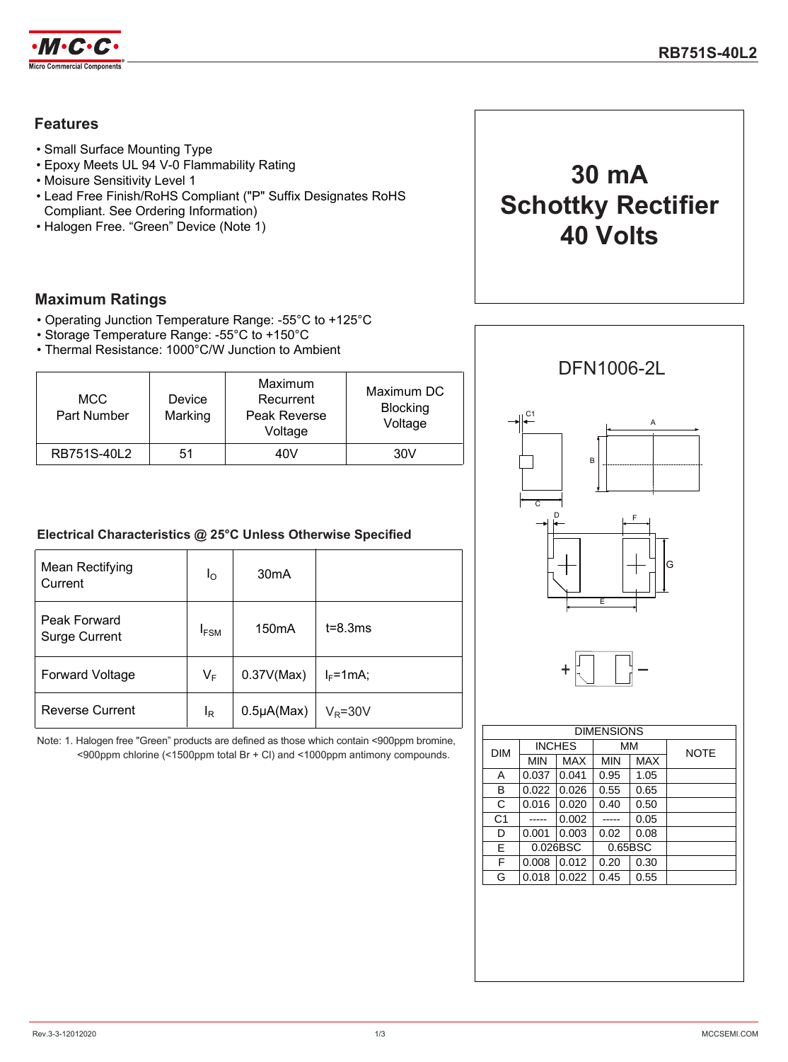# RB751S-40L2

## Features

- Small Surface Mounting Type
- Epoxy Meets UL 94 V-0 Flammability Rating
- Moisure Sensitivity Level 1
- Lead Free Finish/RoHS Compliant ("P" Suffix Designates RoHS Compliant. See Ordering Information)
- Halogen Free. "Green" Device (Note 1)

**30 mA**
**Schottky Rectifier**
**40 Volts**

## Maximum Ratings

- Operating Junction Temperature Range: -55°C to +125°C
- Storage Temperature Range: -55°C to +150°C
- Thermal Resistance: 1000°C/W Junction to Ambient

| MCC Part Number | Device Marking | Maximum Recurrent Peak Reverse Voltage | Maximum DC Blocking Voltage |
|---|---|---|---|
| RB751S-40L2 | 51 | 40V | 30V |

### Electrical Characteristics @ 25°C Unless Otherwise Specified

| | | | |
|---|---|---|---|
| Mean Rectifying Current | $I_O$ | 30mA | |
| Peak Forward Surge Current | $I_{FSM}$ | 150mA | t=8.3ms |
| Forward Voltage | $V_F$ | 0.37V(Max) | $I_F$=1mA; |
| Reverse Current | $I_R$ | 0.5μA(Max) | $V_R$=30V |

Note: 1. Halogen free "Green" products are defined as those which contain <900ppm bromine, <900ppm chlorine (<1500ppm total Br + Cl) and <1000ppm antimony compounds.

DFN1006-2L

| DIM | INCHES | | MM | | NOTE |
|---|---|---|---|---|---|
| | MIN | MAX | MIN | MAX | |
| A | 0.037 | 0.041 | 0.95 | 1.05 | |
| B | 0.022 | 0.026 | 0.55 | 0.65 | |
| C | 0.016 | 0.020 | 0.40 | 0.50 | |
| C1 | ----- | 0.002 | ----- | 0.05 | |
| D | 0.001 | 0.003 | 0.02 | 0.08 | |
| E | 0.026BSC | | 0.65BSC | | |
| F | 0.008 | 0.012 | 0.20 | 0.30 | |
| G | 0.018 | 0.022 | 0.45 | 0.55 | |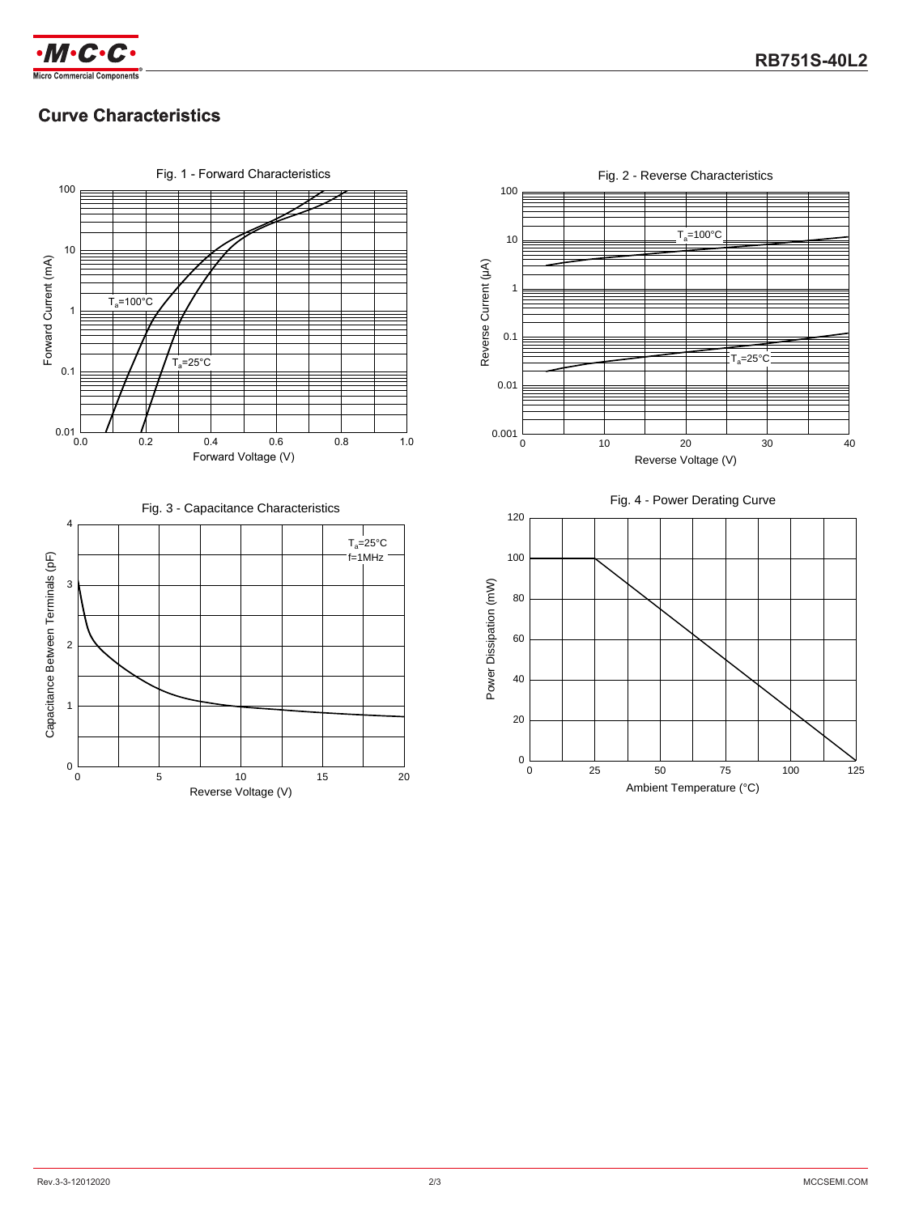## Curve Characteristics

Fig. 1 - Forward Characteristics

Forward Current (mA) vs. Forward Voltage (V); $T_a$=100°C, $T_a$=25°C

Fig. 2 - Reverse Characteristics

Reverse Current (μA) vs. Reverse Voltage (V); $T_a$=100°C, $T_a$=25°C

Fig. 3 - Capacitance Characteristics

Capacitance Between Terminals (pF) vs. Reverse Voltage (V); $T_a$=25°C, f=1MHz

Fig. 4 - Power Derating Curve

Power Dissipation (mW) vs. Ambient Temperature (°C)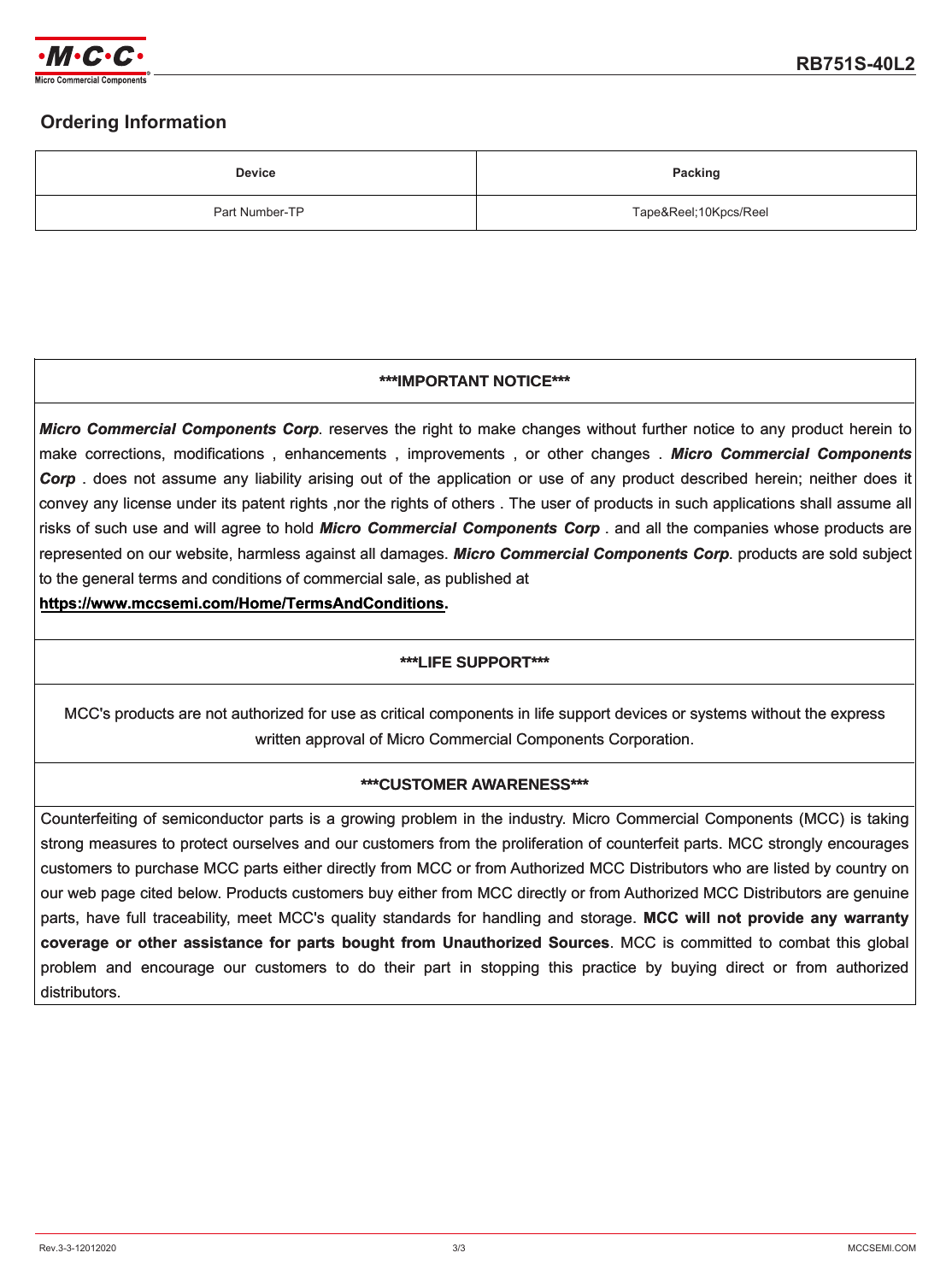## Ordering Information

| Device | Packing |
|---|---|
| Part Number-TP | Tape&Reel;10Kpcs/Reel |

**\*\*\*IMPORTANT NOTICE\*\*\***

***Micro Commercial Components Corp***. reserves the right to make changes without further notice to any product herein to make corrections, modifications , enhancements , improvements , or other changes . ***Micro Commercial Components Corp*** . does not assume any liability arising out of the application or use of any product described herein; neither does it convey any license under its patent rights ,nor the rights of others . The user of products in such applications shall assume all risks of such use and will agree to hold ***Micro Commercial Components Corp*** . and all the companies whose products are represented on our website, harmless against all damages. ***Micro Commercial Components Corp***. products are sold subject to the general terms and conditions of commercial sale, as published at
**https://www.mccsemi.com/Home/TermsAndConditions.**

**\*\*\*LIFE SUPPORT\*\*\***

MCC's products are not authorized for use as critical components in life support devices or systems without the express written approval of Micro Commercial Components Corporation.

**\*\*\*CUSTOMER AWARENESS\*\*\***

Counterfeiting of semiconductor parts is a growing problem in the industry. Micro Commercial Components (MCC) is taking strong measures to protect ourselves and our customers from the proliferation of counterfeit parts. MCC strongly encourages customers to purchase MCC parts either directly from MCC or from Authorized MCC Distributors who are listed by country on our web page cited below. Products customers buy either from MCC directly or from Authorized MCC Distributors are genuine parts, have full traceability, meet MCC's quality standards for handling and storage. **MCC will not provide any warranty coverage or other assistance for parts bought from Unauthorized Sources**. MCC is committed to combat this global problem and encourage our customers to do their part in stopping this practice by buying direct or from authorized distributors.